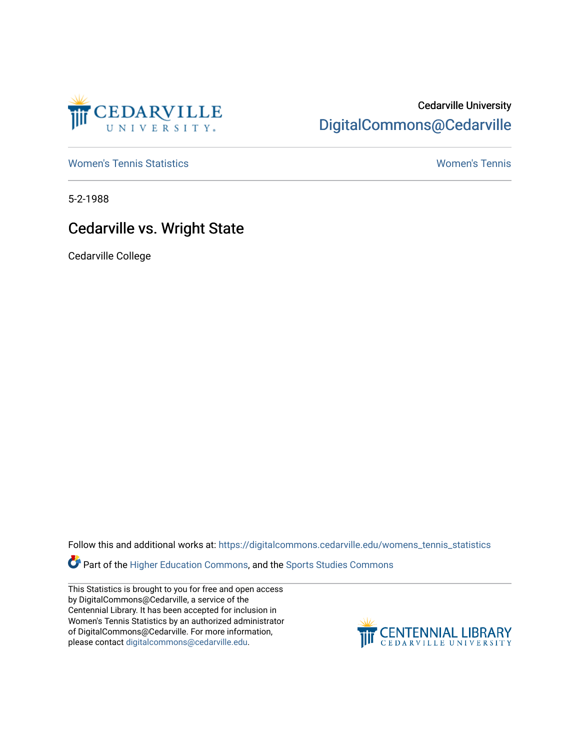Cedarville University

DigitalCommons@Cedarville

Women's Tennis Statistics | Women's Tennis

5-2-1988

# Cedarville vs. Wright State

Cedarville College

Follow this and additional works at: https://digitalcommons.cedarville.edu/womens_tennis_statistics

Part of the Higher Education Commons, and the Sports Studies Commons

This Statistics is brought to you for free and open access by DigitalCommons@Cedarville, a service of the Centennial Library. It has been accepted for inclusion in Women's Tennis Statistics by an authorized administrator of DigitalCommons@Cedarville. For more information, please contact digitalcommons@cedarville.edu.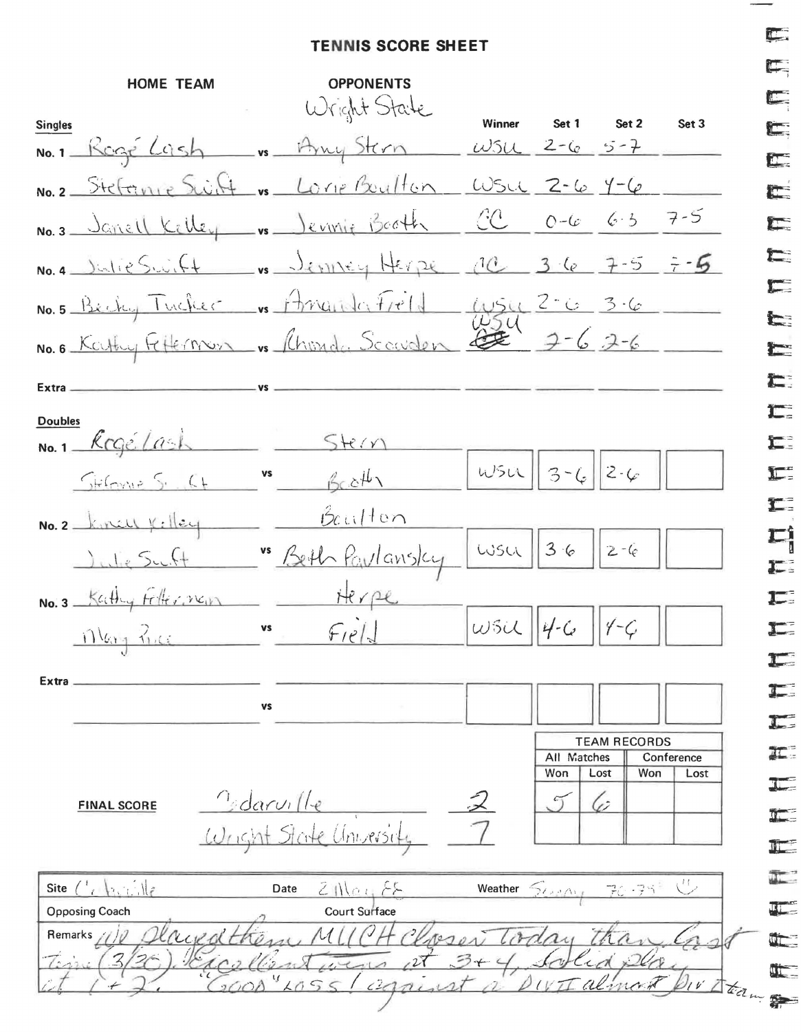# TENNIS SCORE SHEET

| HOME TEAM | | OPPONENTS | Winner | Set 1 | Set 2 | Set 3 |
|---|---|---|---|---|---|---|
| | | Wright State | | | | |
| **Singles** | | | | | | |
| No. 1 Rogé Lash | vs | Amy Stern | WSU | 2-6 | 5-7 | |
| No. 2 Stefanie Swift | vs | Lorie Boulton | WSU | 2-6 | 4-6 | |
| No. 3 Janell Kelley | vs | Jennie Booth | CC | 0-6 | 6-3 | 7-5 |
| No. 4 Julie Swift | vs | Jenney Herpe | CC | 3-6 | 7-5 | 7-5 |
| No. 5 Becky Tucker | vs | Amanda Field | WSU | 2-6 | 3-6 | |
| No. 6 Kathy Fetterman | vs | Rhonda Scouden | WSU | 2-6 | 2-6 | |
| Extra | vs | | | | | |
| **Doubles** | | | | | | |
| No. 1 Rogé Lash / Stefanie Swift | vs | Stern / Booth | WSU | 3-6 | 2-6 | |
| No. 2 Janell Kelley / Julie Swift | vs | Boulton / Beth Pavlansky | WSU | 3-6 | 2-6 | |
| No. 3 Kathy Fetterman / Mary Price | vs | Herpe / Field | WSU | 4-6 | 4-6 | |
| Extra | vs | | | | | |

**FINAL SCORE**

| | |
|---|---|
| Cedarville | 2 |
| Wright State University | 7 |

**TEAM RECORDS**

| All Matches Won | All Matches Lost | Conference Won | Conference Lost |
|---|---|---|---|
| 5 | 6 | | |

Site: Cedarville Date: 2 May 88 Weather: Sunny 70-75°

Opposing Coach: Court Surface:

Remarks: We played them MUCH closer today than last time (3/30). Excellent wins at 3 + 4, solid play at 1 + 2. "GOOD" LOSS! against a DIV II almost Div I team